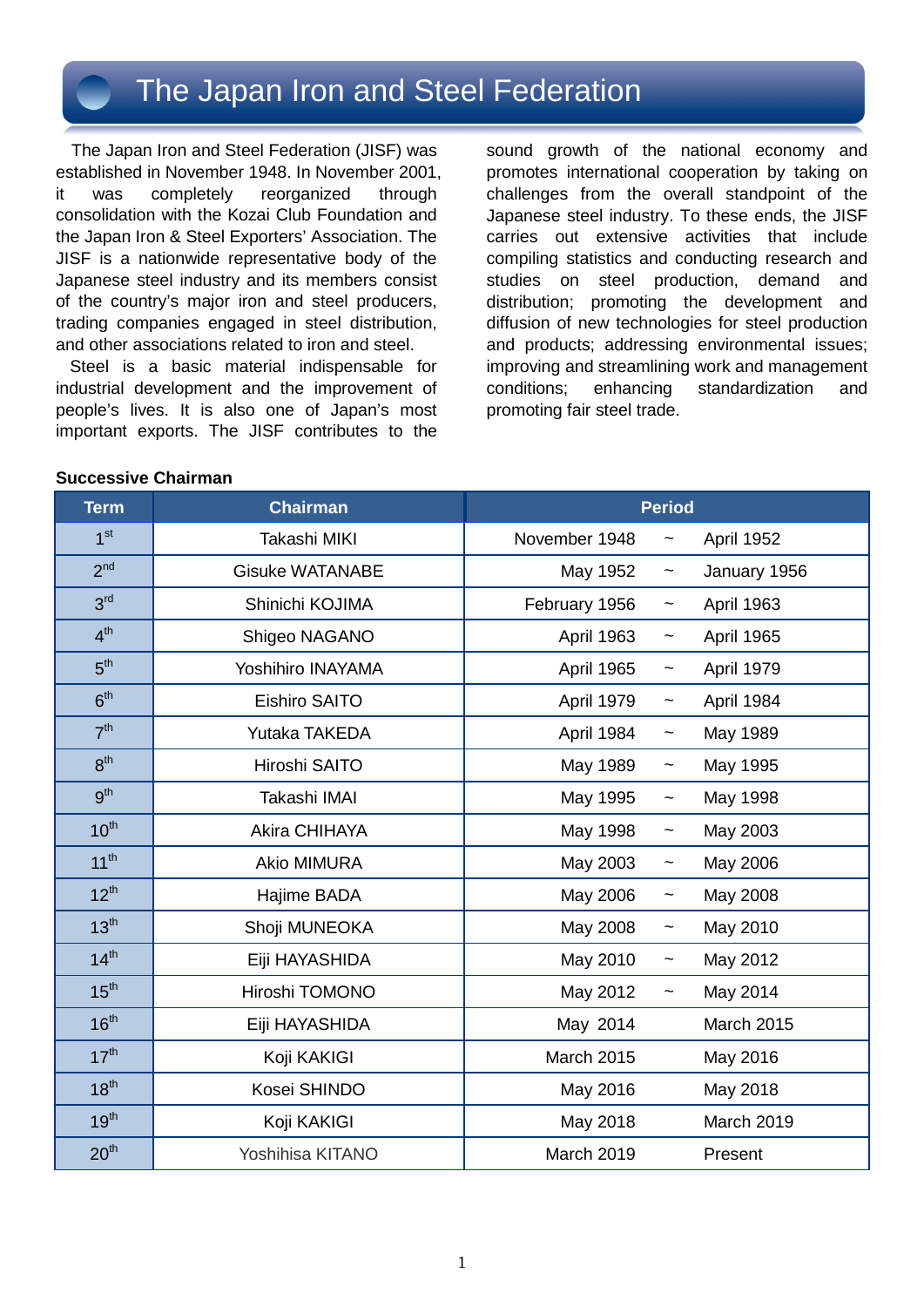# The Japan Iron and Steel Federation

The Japan Iron and Steel Federation (JISF) was established in November 1948. In November 2001, it was completely reorganized through consolidation with the Kozai Club Foundation and the Japan Iron & Steel Exporters' Association. The JISF is a nationwide representative body of the Japanese steel industry and its members consist of the country's major iron and steel producers, trading companies engaged in steel distribution, and other associations related to iron and steel.

Steel is a basic material indispensable for industrial development and the improvement of people's lives. It is also one of Japan's most important exports. The JISF contributes to the sound growth of the national economy and promotes international cooperation by taking on challenges from the overall standpoint of the Japanese steel industry. To these ends, the JISF carries out extensive activities that include compiling statistics and conducting research and studies on steel production, demand and distribution; promoting the development and diffusion of new technologies for steel production and products; addressing environmental issues; improving and streamlining work and management conditions; enhancing standardization and promoting fair steel trade.

**Successive Chairman**

| Term | Chairman | Period | | |
|---|---|---|---|---|
| 1st | Takashi MIKI | November 1948 | ~ | April 1952 |
| 2nd | Gisuke WATANABE | May 1952 | ~ | January 1956 |
| 3rd | Shinichi KOJIMA | February 1956 | ~ | April 1963 |
| 4th | Shigeo NAGANO | April 1963 | ~ | April 1965 |
| 5th | Yoshihiro INAYAMA | April 1965 | ~ | April 1979 |
| 6th | Eishiro SAITO | April 1979 | ~ | April 1984 |
| 7th | Yutaka TAKEDA | April 1984 | ~ | May 1989 |
| 8th | Hiroshi SAITO | May 1989 | ~ | May 1995 |
| 9th | Takashi IMAI | May 1995 | ~ | May 1998 |
| 10th | Akira CHIHAYA | May 1998 | ~ | May 2003 |
| 11th | Akio MIMURA | May 2003 | ~ | May 2006 |
| 12th | Hajime BADA | May 2006 | ~ | May 2008 |
| 13th | Shoji MUNEOKA | May 2008 | ~ | May 2010 |
| 14th | Eiji HAYASHIDA | May 2010 | ~ | May 2012 |
| 15th | Hiroshi TOMONO | May 2012 | ~ | May 2014 |
| 16th | Eiji HAYASHIDA | May 2014 | | March 2015 |
| 17th | Koji KAKIGI | March 2015 | | May 2016 |
| 18th | Kosei SHINDO | May 2016 | | May 2018 |
| 19th | Koji KAKIGI | May 2018 | | March 2019 |
| 20th | Yoshihisa KITANO | March 2019 | | Present |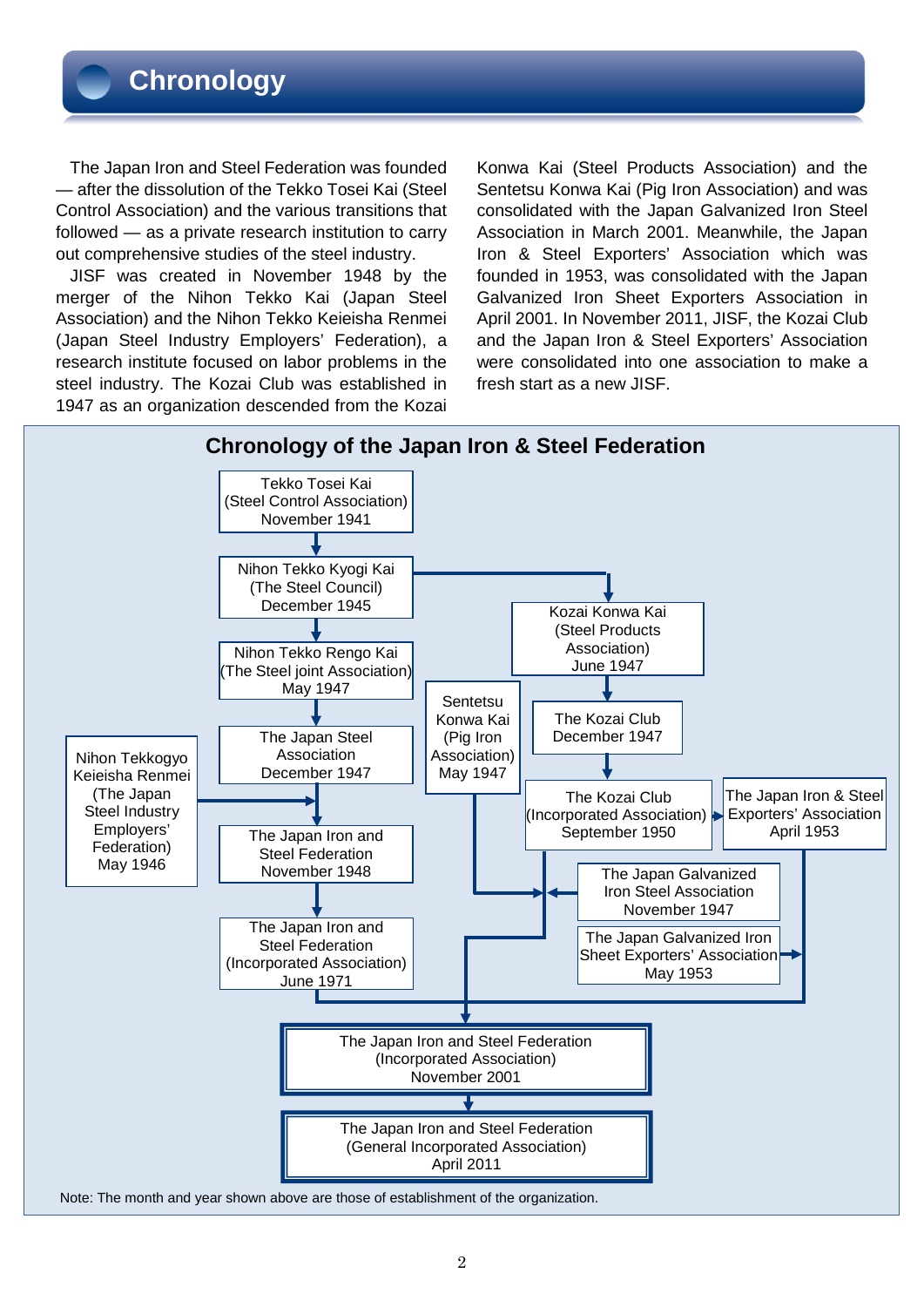# Chronology

The Japan Iron and Steel Federation was founded — after the dissolution of the Tekko Tosei Kai (Steel Control Association) and the various transitions that followed — as a private research institution to carry out comprehensive studies of the steel industry.

JISF was created in November 1948 by the merger of the Nihon Tekko Kai (Japan Steel Association) and the Nihon Tekko Keieisha Renmei (Japan Steel Industry Employers' Federation), a research institute focused on labor problems in the steel industry. The Kozai Club was established in 1947 as an organization descended from the Kozai Konwa Kai (Steel Products Association) and the Sentetsu Konwa Kai (Pig Iron Association) and was consolidated with the Japan Galvanized Iron Steel Association in March 2001. Meanwhile, the Japan Iron & Steel Exporters' Association which was founded in 1953, was consolidated with the Japan Galvanized Iron Sheet Exporters Association in April 2001. In November 2011, JISF, the Kozai Club and the Japan Iron & Steel Exporters' Association were consolidated into one association to make a fresh start as a new JISF.

## Chronology of the Japan Iron & Steel Federation

- Tekko Tosei Kai (Steel Control Association) November 1941
  → Nihon Tekko Kyogi Kai (The Steel Council) December 1945
    → Nihon Tekko Rengo Kai (The Steel joint Association) May 1947
      → The Japan Steel Association December 1947
    → Kozai Konwa Kai (Steel Products Association) June 1947
      → The Kozai Club December 1947
        → The Kozai Club (Incorporated Association) September 1950
- Nihon Tekkogyo Keieisha Renmei (The Japan Steel Industry Employers' Federation) May 1946
- The Japan Steel Association + Nihon Tekkogyo Keieisha Renmei → The Japan Iron and Steel Federation November 1948
  → The Japan Iron and Steel Federation (Incorporated Association) June 1971
- Sentetsu Konwa Kai (Pig Iron Association) May 1947, The Kozai Club (Incorporated Association) September 1950, and The Japan Galvanized Iron Steel Association November 1947 → consolidated
- The Japan Galvanized Iron Sheet Exporters' Association May 1953 → The Japan Iron & Steel Exporters' Association April 1953
- All of the above → The Japan Iron and Steel Federation (Incorporated Association) November 2001
  → The Japan Iron and Steel Federation (General Incorporated Association) April 2011

Note: The month and year shown above are those of establishment of the organization.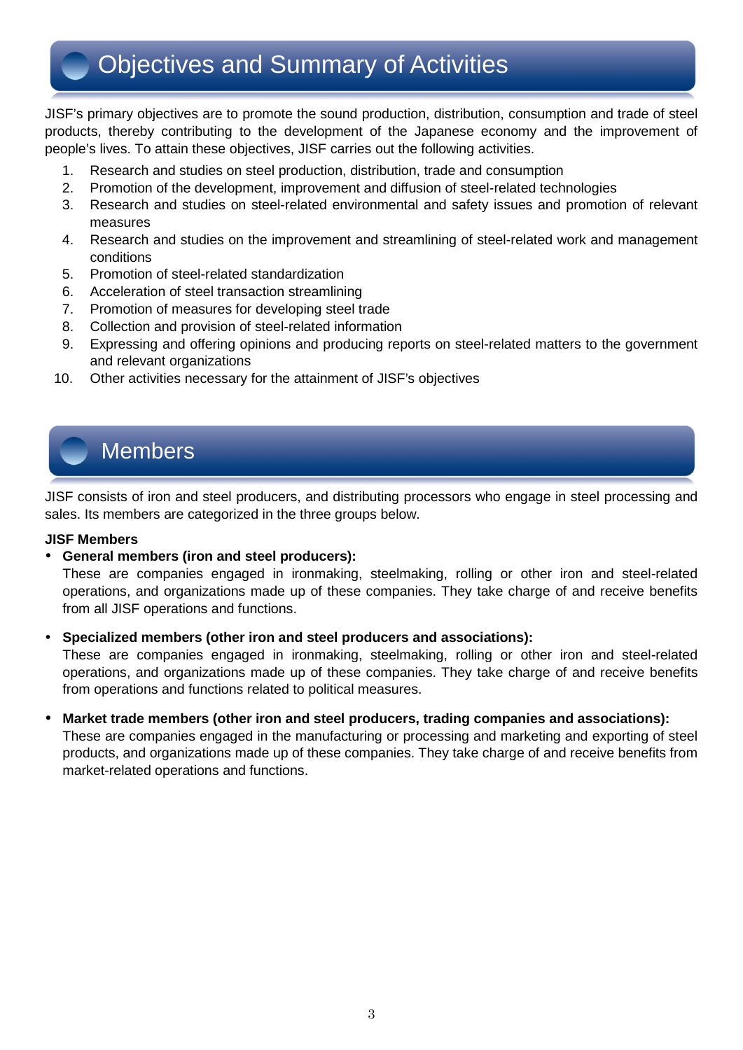# Objectives and Summary of Activities

JISF's primary objectives are to promote the sound production, distribution, consumption and trade of steel products, thereby contributing to the development of the Japanese economy and the improvement of people's lives. To attain these objectives, JISF carries out the following activities.

1. Research and studies on steel production, distribution, trade and consumption
2. Promotion of the development, improvement and diffusion of steel-related technologies
3. Research and studies on steel-related environmental and safety issues and promotion of relevant measures
4. Research and studies on the improvement and streamlining of steel-related work and management conditions
5. Promotion of steel-related standardization
6. Acceleration of steel transaction streamlining
7. Promotion of measures for developing steel trade
8. Collection and provision of steel-related information
9. Expressing and offering opinions and producing reports on steel-related matters to the government and relevant organizations
10. Other activities necessary for the attainment of JISF's objectives

# Members

JISF consists of iron and steel producers, and distributing processors who engage in steel processing and sales. Its members are categorized in the three groups below.

**JISF Members**

- **General members (iron and steel producers):**
  These are companies engaged in ironmaking, steelmaking, rolling or other iron and steel-related operations, and organizations made up of these companies. They take charge of and receive benefits from all JISF operations and functions.

- **Specialized members (other iron and steel producers and associations):**
  These are companies engaged in ironmaking, steelmaking, rolling or other iron and steel-related operations, and organizations made up of these companies. They take charge of and receive benefits from operations and functions related to political measures.

- **Market trade members (other iron and steel producers, trading companies and associations):**
  These are companies engaged in the manufacturing or processing and marketing and exporting of steel products, and organizations made up of these companies. They take charge of and receive benefits from market-related operations and functions.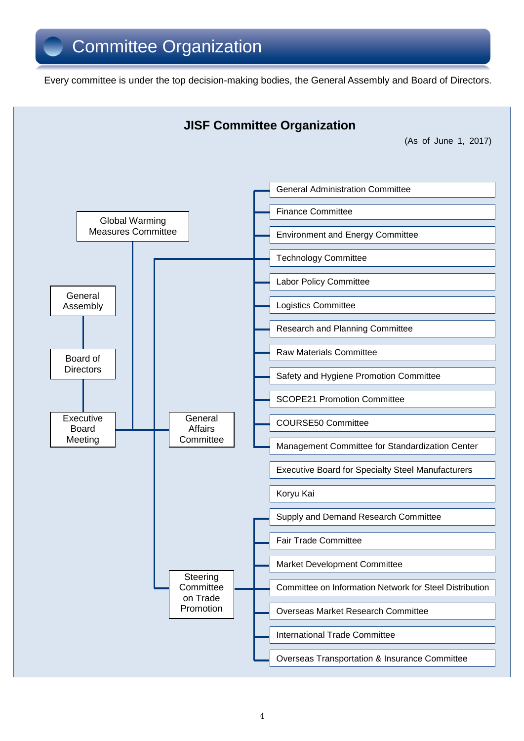# Committee Organization

Every committee is under the top decision-making bodies, the General Assembly and Board of Directors.

## JISF Committee Organization

(As of June 1, 2017)

- General Assembly
  - Board of Directors
    - Executive Board Meeting
      - Global Warming Measures Committee
      - General Affairs Committee
        - General Administration Committee
        - Finance Committee
        - Environment and Energy Committee
        - Technology Committee
        - Labor Policy Committee
        - Logistics Committee
        - Research and Planning Committee
        - Raw Materials Committee
        - Safety and Hygiene Promotion Committee
        - SCOPE21 Promotion Committee
        - COURSE50 Committee
        - Management Committee for Standardization Center
      - Steering Committee on Trade Promotion
        - Supply and Demand Research Committee
        - Fair Trade Committee
        - Market Development Committee
        - Committee on Information Network for Steel Distribution
        - Overseas Market Research Committee
        - International Trade Committee
        - Overseas Transportation & Insurance Committee

- Executive Board for Specialty Steel Manufacturers
- Koryu Kai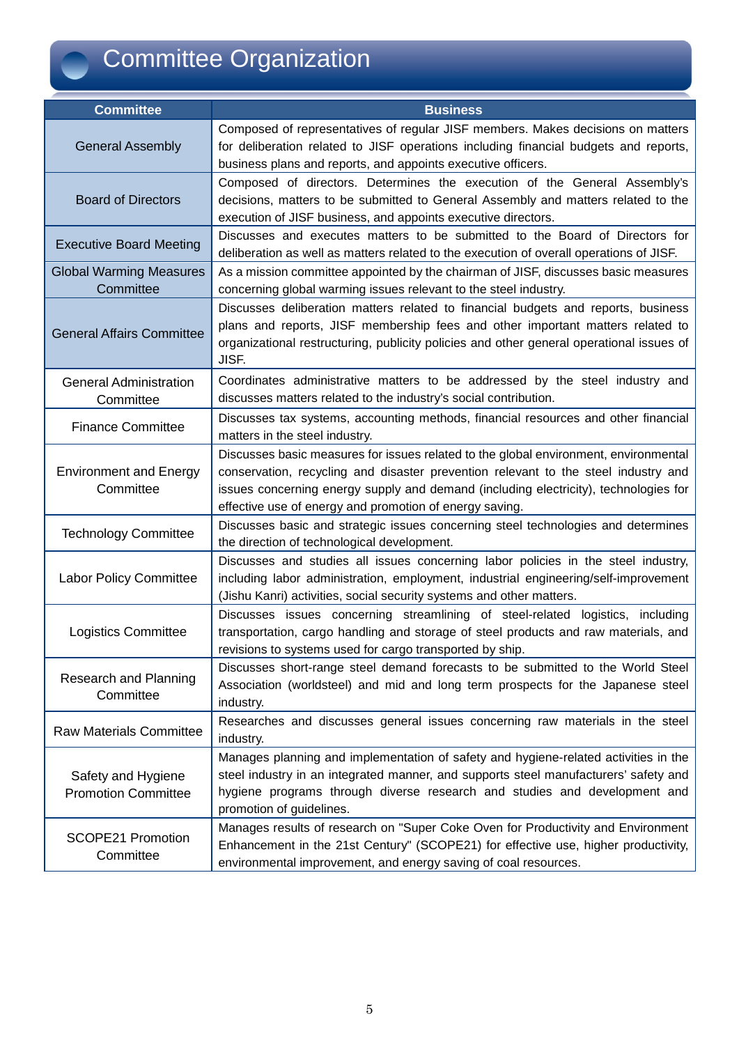# Committee Organization

| Committee | Business |
|---|---|
| General Assembly | Composed of representatives of regular JISF members. Makes decisions on matters for deliberation related to JISF operations including financial budgets and reports, business plans and reports, and appoints executive officers. |
| Board of Directors | Composed of directors. Determines the execution of the General Assembly's decisions, matters to be submitted to General Assembly and matters related to the execution of JISF business, and appoints executive directors. |
| Executive Board Meeting | Discusses and executes matters to be submitted to the Board of Directors for deliberation as well as matters related to the execution of overall operations of JISF. |
| Global Warming Measures Committee | As a mission committee appointed by the chairman of JISF, discusses basic measures concerning global warming issues relevant to the steel industry. |
| General Affairs Committee | Discusses deliberation matters related to financial budgets and reports, business plans and reports, JISF membership fees and other important matters related to organizational restructuring, publicity policies and other general operational issues of JISF. |
| General Administration Committee | Coordinates administrative matters to be addressed by the steel industry and discusses matters related to the industry's social contribution. |
| Finance Committee | Discusses tax systems, accounting methods, financial resources and other financial matters in the steel industry. |
| Environment and Energy Committee | Discusses basic measures for issues related to the global environment, environmental conservation, recycling and disaster prevention relevant to the steel industry and issues concerning energy supply and demand (including electricity), technologies for effective use of energy and promotion of energy saving. |
| Technology Committee | Discusses basic and strategic issues concerning steel technologies and determines the direction of technological development. |
| Labor Policy Committee | Discusses and studies all issues concerning labor policies in the steel industry, including labor administration, employment, industrial engineering/self-improvement (Jishu Kanri) activities, social security systems and other matters. |
| Logistics Committee | Discusses issues concerning streamlining of steel-related logistics, including transportation, cargo handling and storage of steel products and raw materials, and revisions to systems used for cargo transported by ship. |
| Research and Planning Committee | Discusses short-range steel demand forecasts to be submitted to the World Steel Association (worldsteel) and mid and long term prospects for the Japanese steel industry. |
| Raw Materials Committee | Researches and discusses general issues concerning raw materials in the steel industry. |
| Safety and Hygiene Promotion Committee | Manages planning and implementation of safety and hygiene-related activities in the steel industry in an integrated manner, and supports steel manufacturers' safety and hygiene programs through diverse research and studies and development and promotion of guidelines. |
| SCOPE21 Promotion Committee | Manages results of research on "Super Coke Oven for Productivity and Environment Enhancement in the 21st Century" (SCOPE21) for effective use, higher productivity, environmental improvement, and energy saving of coal resources. |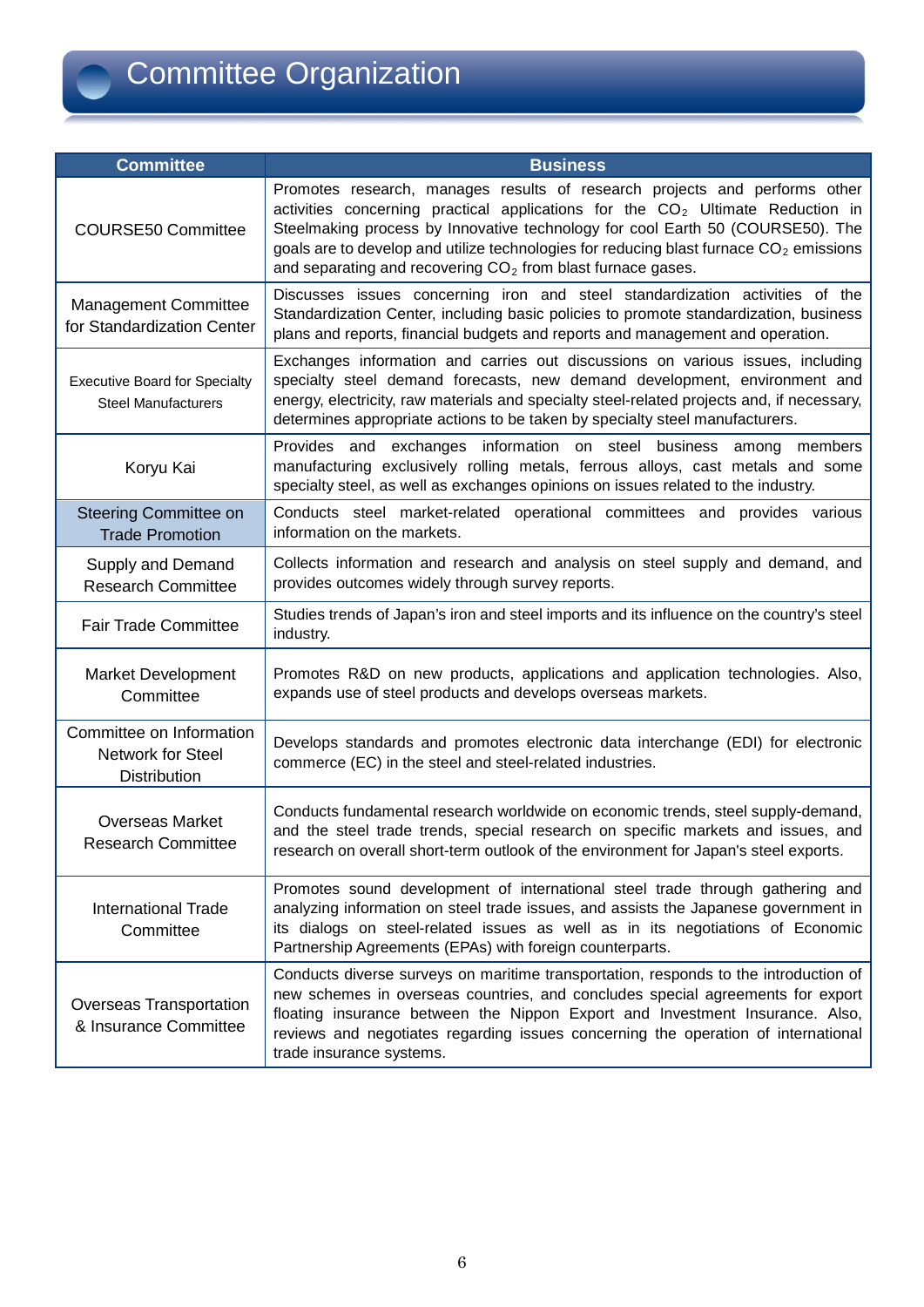# Committee Organization

| Committee | Business |
|---|---|
| COURSE50 Committee | Promotes research, manages results of research projects and performs other activities concerning practical applications for the $CO_2$ Ultimate Reduction in Steelmaking process by Innovative technology for cool Earth 50 (COURSE50). The goals are to develop and utilize technologies for reducing blast furnace $CO_2$ emissions and separating and recovering $CO_2$ from blast furnace gases. |
| Management Committee for Standardization Center | Discusses issues concerning iron and steel standardization activities of the Standardization Center, including basic policies to promote standardization, business plans and reports, financial budgets and reports and management and operation. |
| Executive Board for Specialty Steel Manufacturers | Exchanges information and carries out discussions on various issues, including specialty steel demand forecasts, new demand development, environment and energy, electricity, raw materials and specialty steel-related projects and, if necessary, determines appropriate actions to be taken by specialty steel manufacturers. |
| Koryu Kai | Provides and exchanges information on steel business among members manufacturing exclusively rolling metals, ferrous alloys, cast metals and some specialty steel, as well as exchanges opinions on issues related to the industry. |
| Steering Committee on Trade Promotion | Conducts steel market-related operational committees and provides various information on the markets. |
| Supply and Demand Research Committee | Collects information and research and analysis on steel supply and demand, and provides outcomes widely through survey reports. |
| Fair Trade Committee | Studies trends of Japan's iron and steel imports and its influence on the country's steel industry. |
| Market Development Committee | Promotes R&D on new products, applications and application technologies. Also, expands use of steel products and develops overseas markets. |
| Committee on Information Network for Steel Distribution | Develops standards and promotes electronic data interchange (EDI) for electronic commerce (EC) in the steel and steel-related industries. |
| Overseas Market Research Committee | Conducts fundamental research worldwide on economic trends, steel supply-demand, and the steel trade trends, special research on specific markets and issues, and research on overall short-term outlook of the environment for Japan's steel exports. |
| International Trade Committee | Promotes sound development of international steel trade through gathering and analyzing information on steel trade issues, and assists the Japanese government in its dialogs on steel-related issues as well as in its negotiations of Economic Partnership Agreements (EPAs) with foreign counterparts. |
| Overseas Transportation & Insurance Committee | Conducts diverse surveys on maritime transportation, responds to the introduction of new schemes in overseas countries, and concludes special agreements for export floating insurance between the Nippon Export and Investment Insurance. Also, reviews and negotiates regarding issues concerning the operation of international trade insurance systems. |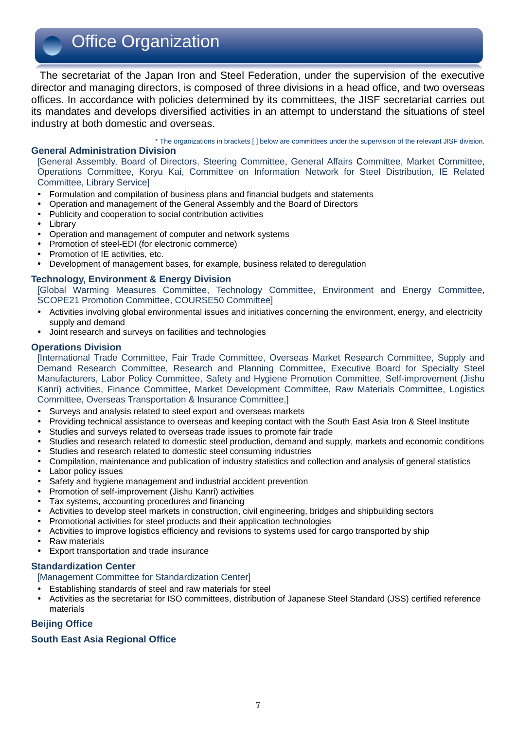# Office Organization

The secretariat of the Japan Iron and Steel Federation, under the supervision of the executive director and managing directors, is composed of three divisions in a head office, and two overseas offices. In accordance with policies determined by its committees, the JISF secretariat carries out its mandates and develops diversified activities in an attempt to understand the situations of steel industry at both domestic and overseas.

* The organizations in brackets [ ] below are committees under the supervision of the relevant JISF division.

### General Administration Division

[General Assembly, Board of Directors, Steering Committee, General Affairs Committee, Market Committee, Operations Committee, Koryu Kai, Committee on Information Network for Steel Distribution, IE Related Committee, Library Service]

- Formulation and compilation of business plans and financial budgets and statements
- Operation and management of the General Assembly and the Board of Directors
- Publicity and cooperation to social contribution activities
- Library
- Operation and management of computer and network systems
- Promotion of steel-EDI (for electronic commerce)
- Promotion of IE activities, etc.
- Development of management bases, for example, business related to deregulation

### Technology, Environment & Energy Division

[Global Warming Measures Committee, Technology Committee, Environment and Energy Committee, SCOPE21 Promotion Committee, COURSE50 Committee]

- Activities involving global environmental issues and initiatives concerning the environment, energy, and electricity supply and demand
- Joint research and surveys on facilities and technologies

### Operations Division

[International Trade Committee, Fair Trade Committee, Overseas Market Research Committee, Supply and Demand Research Committee, Research and Planning Committee, Executive Board for Specialty Steel Manufacturers, Labor Policy Committee, Safety and Hygiene Promotion Committee, Self-improvement (Jishu Kanri) activities, Finance Committee, Market Development Committee, Raw Materials Committee, Logistics Committee, Overseas Transportation & Insurance Committee,]

- Surveys and analysis related to steel export and overseas markets
- Providing technical assistance to overseas and keeping contact with the South East Asia Iron & Steel Institute
- Studies and surveys related to overseas trade issues to promote fair trade
- Studies and research related to domestic steel production, demand and supply, markets and economic conditions
- Studies and research related to domestic steel consuming industries
- Compilation, maintenance and publication of industry statistics and collection and analysis of general statistics
- Labor policy issues
- Safety and hygiene management and industrial accident prevention
- Promotion of self-improvement (Jishu Kanri) activities
- Tax systems, accounting procedures and financing
- Activities to develop steel markets in construction, civil engineering, bridges and shipbuilding sectors
- Promotional activities for steel products and their application technologies
- Activities to improve logistics efficiency and revisions to systems used for cargo transported by ship
- Raw materials
- Export transportation and trade insurance

### Standardization Center

[Management Committee for Standardization Center]

- Establishing standards of steel and raw materials for steel
- Activities as the secretariat for ISO committees, distribution of Japanese Steel Standard (JSS) certified reference materials

### Beijing Office

### South East Asia Regional Office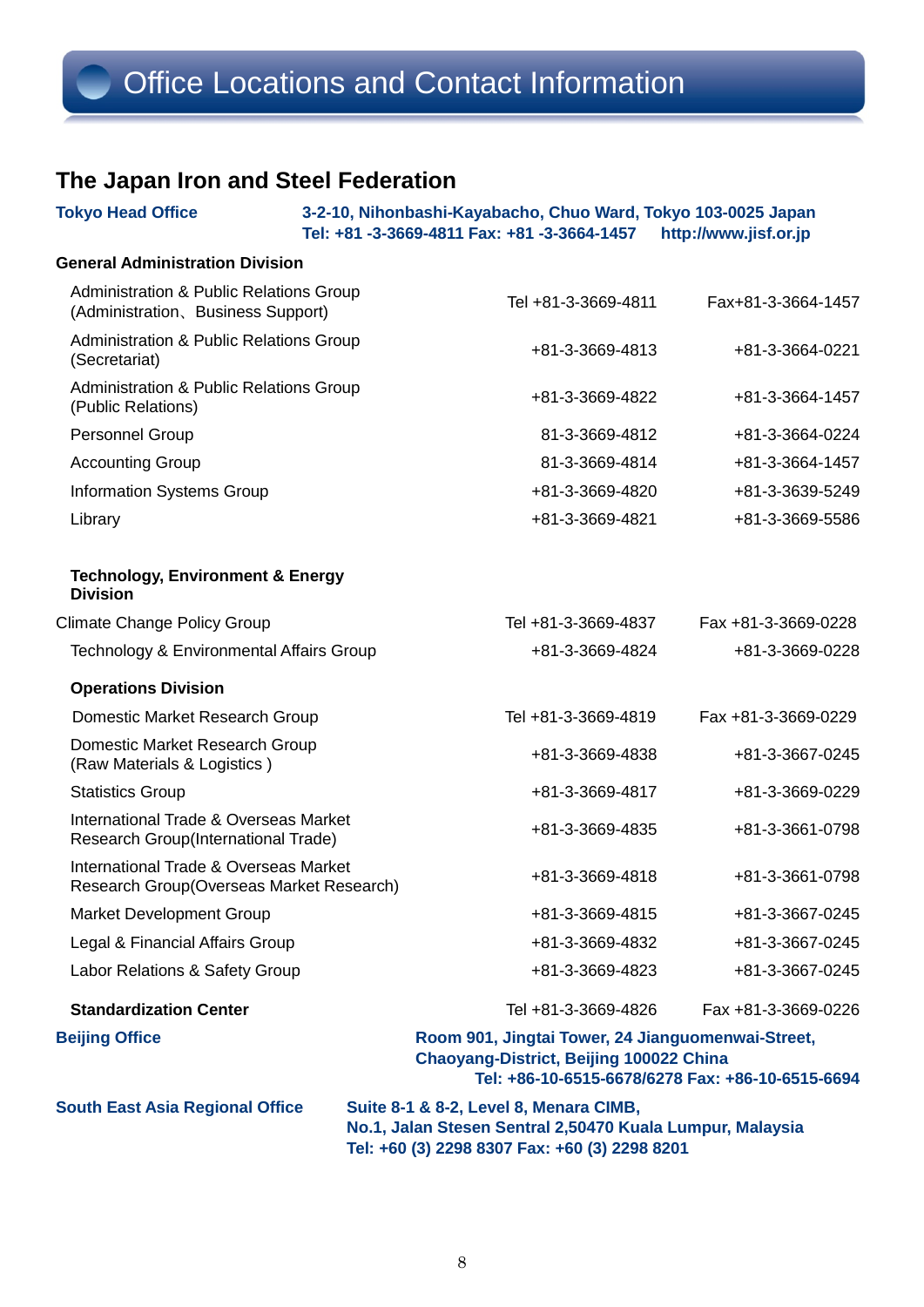# Office Locations and Contact Information

## The Japan Iron and Steel Federation

**Tokyo Head Office** **3-2-10, Nihonbashi-Kayabacho, Chuo Ward, Tokyo 103-0025 Japan**
**Tel: +81 -3-3669-4811 Fax: +81 -3-3664-1457 http://www.jisf.or.jp**

| | | |
|---|---|---|
| **General Administration Division** | | |
| Administration & Public Relations Group (Administration、Business Support) | Tel +81-3-3669-4811 | Fax+81-3-3664-1457 |
| Administration & Public Relations Group (Secretariat) | +81-3-3669-4813 | +81-3-3664-0221 |
| Administration & Public Relations Group (Public Relations) | +81-3-3669-4822 | +81-3-3664-1457 |
| Personnel Group | 81-3-3669-4812 | +81-3-3664-0224 |
| Accounting Group | 81-3-3669-4814 | +81-3-3664-1457 |
| Information Systems Group | +81-3-3669-4820 | +81-3-3639-5249 |
| Library | +81-3-3669-4821 | +81-3-3669-5586 |
| **Technology, Environment & Energy Division** | | |
| Climate Change Policy Group | Tel +81-3-3669-4837 | Fax +81-3-3669-0228 |
| Technology & Environmental Affairs Group | +81-3-3669-4824 | +81-3-3669-0228 |
| **Operations Division** | | |
| Domestic Market Research Group | Tel +81-3-3669-4819 | Fax +81-3-3669-0229 |
| Domestic Market Research Group (Raw Materials & Logistics ) | +81-3-3669-4838 | +81-3-3667-0245 |
| Statistics Group | +81-3-3669-4817 | +81-3-3669-0229 |
| International Trade & Overseas Market Research Group(International Trade) | +81-3-3669-4835 | +81-3-3661-0798 |
| International Trade & Overseas Market Research Group(Overseas Market Research) | +81-3-3669-4818 | +81-3-3661-0798 |
| Market Development Group | +81-3-3669-4815 | +81-3-3667-0245 |
| Legal & Financial Affairs Group | +81-3-3669-4832 | +81-3-3667-0245 |
| Labor Relations & Safety Group | +81-3-3669-4823 | +81-3-3667-0245 |
| **Standardization Center** | Tel +81-3-3669-4826 | Fax +81-3-3669-0226 |

**Beijing Office** **Room 901, Jingtai Tower, 24 Jianguomenwai-Street, Chaoyang-District, Beijing 100022 China**
**Tel: +86-10-6515-6678/6278 Fax: +86-10-6515-6694**

**South East Asia Regional Office** **Suite 8-1 & 8-2, Level 8, Menara CIMB, No.1, Jalan Stesen Sentral 2,50470 Kuala Lumpur, Malaysia**
**Tel: +60 (3) 2298 8307 Fax: +60 (3) 2298 8201**